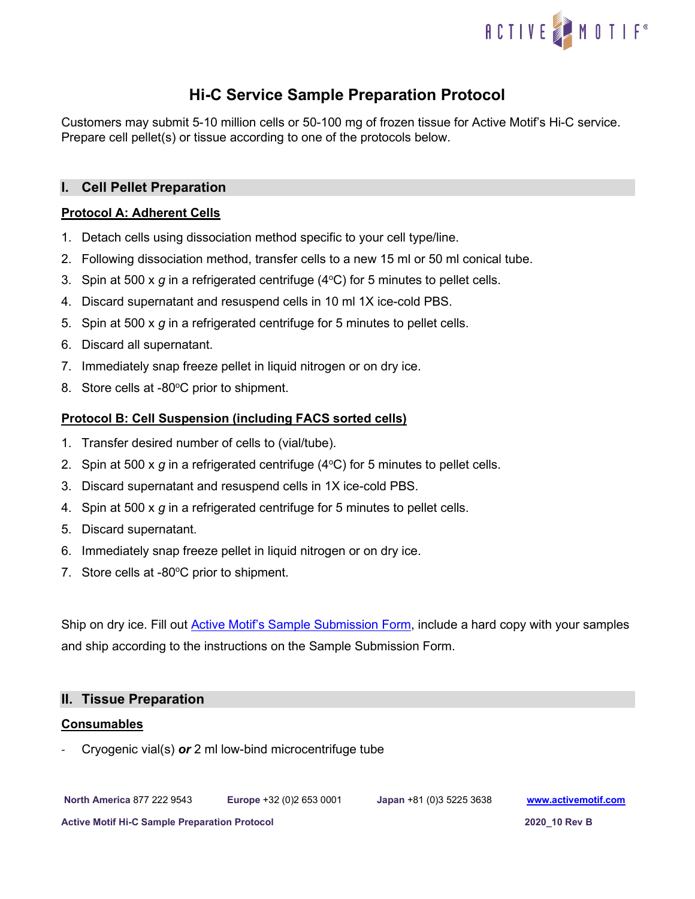# Hi-C Service Sample Preparation Protocol

Customers may submit 5-10 million cells or 50-100 mg of frozen tissue for Active Motif's Hi-C service. Prepare cell pellet(s) or tissue according to one of the protocols below.

## I. Cell Pellet Preparation

### Protocol A: Adherent Cells

1. Detach cells using dissociation method specific to your cell type/line.
2. Following dissociation method, transfer cells to a new 15 ml or 50 ml conical tube.
3. Spin at 500 x *g* in a refrigerated centrifuge (4°C) for 5 minutes to pellet cells.
4. Discard supernatant and resuspend cells in 10 ml 1X ice-cold PBS.
5. Spin at 500 x *g* in a refrigerated centrifuge for 5 minutes to pellet cells.
6. Discard all supernatant.
7. Immediately snap freeze pellet in liquid nitrogen or on dry ice.
8. Store cells at -80°C prior to shipment.

### Protocol B: Cell Suspension (including FACS sorted cells)

1. Transfer desired number of cells to (vial/tube).
2. Spin at 500 x *g* in a refrigerated centrifuge (4°C) for 5 minutes to pellet cells.
3. Discard supernatant and resuspend cells in 1X ice-cold PBS.
4. Spin at 500 x *g* in a refrigerated centrifuge for 5 minutes to pellet cells.
5. Discard supernatant.
6. Immediately snap freeze pellet in liquid nitrogen or on dry ice.
7. Store cells at -80°C prior to shipment.

Ship on dry ice. Fill out Active Motif's Sample Submission Form, include a hard copy with your samples and ship according to the instructions on the Sample Submission Form.

## II. Tissue Preparation

### Consumables

- Cryogenic vial(s) ***or*** 2 ml low-bind microcentrifuge tube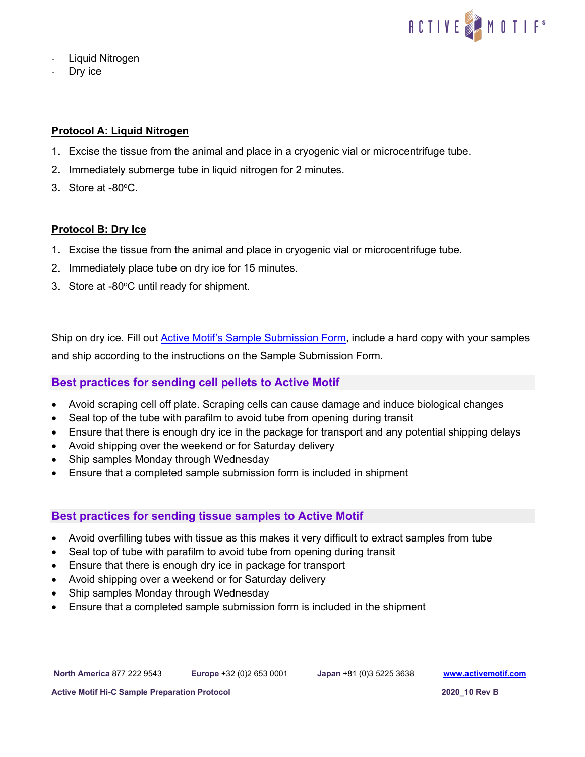- Liquid Nitrogen
- Dry ice

**Protocol A: Liquid Nitrogen**

1. Excise the tissue from the animal and place in a cryogenic vial or microcentrifuge tube.
2. Immediately submerge tube in liquid nitrogen for 2 minutes.
3. Store at -80°C.

**Protocol B: Dry Ice**

1. Excise the tissue from the animal and place in cryogenic vial or microcentrifuge tube.
2. Immediately place tube on dry ice for 15 minutes.
3. Store at -80°C until ready for shipment.

Ship on dry ice. Fill out [Active Motif's Sample Submission Form](), include a hard copy with your samples and ship according to the instructions on the Sample Submission Form.

## Best practices for sending cell pellets to Active Motif

- Avoid scraping cell off plate. Scraping cells can cause damage and induce biological changes
- Seal top of the tube with parafilm to avoid tube from opening during transit
- Ensure that there is enough dry ice in the package for transport and any potential shipping delays
- Avoid shipping over the weekend or for Saturday delivery
- Ship samples Monday through Wednesday
- Ensure that a completed sample submission form is included in shipment

## Best practices for sending tissue samples to Active Motif

- Avoid overfilling tubes with tissue as this makes it very difficult to extract samples from tube
- Seal top of tube with parafilm to avoid tube from opening during transit
- Ensure that there is enough dry ice in package for transport
- Avoid shipping over a weekend or for Saturday delivery
- Ship samples Monday through Wednesday
- Ensure that a completed sample submission form is included in the shipment